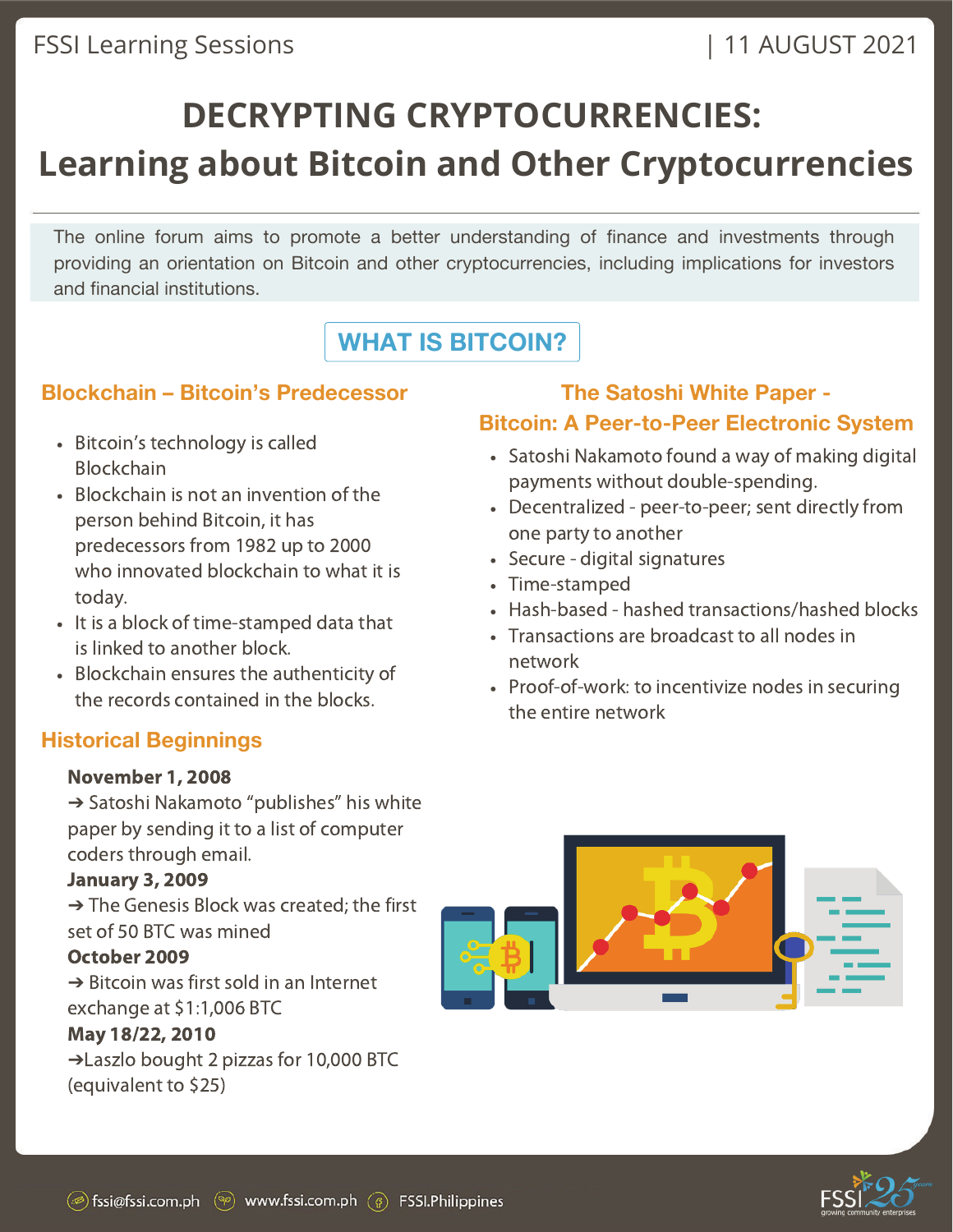FSSI Learning Sessions | 11 AUGUST 2021

# DECRYPTING CRYPTOCURRENCIES: Learning about Bitcoin and Other Cryptocurrencies

The online forum aims to promote a better understanding of finance and investments through providing an orientation on Bitcoin and other cryptocurrencies, including implications for investors and financial institutions.

## WHAT IS BITCOIN?

### Blockchain – Bitcoin's Predecessor

- Bitcoin's technology is called Blockchain
- Blockchain is not an invention of the person behind Bitcoin, it has predecessors from 1982 up to 2000 who innovated blockchain to what it is today.
- It is a block of time-stamped data that is linked to another block.
- Blockchain ensures the authenticity of the records contained in the blocks.

### Historical Beginnings

**November 1, 2008**
➔ Satoshi Nakamoto "publishes" his white paper by sending it to a list of computer coders through email.

**January 3, 2009**
➔ The Genesis Block was created; the first set of 50 BTC was mined

**October 2009**
➔ Bitcoin was first sold in an Internet exchange at $1:1,006 BTC

**May 18/22, 2010**
➔Laszlo bought 2 pizzas for 10,000 BTC (equivalent to $25)

### The Satoshi White Paper - Bitcoin: A Peer-to-Peer Electronic System

- Satoshi Nakamoto found a way of making digital payments without double-spending.
- Decentralized - peer-to-peer; sent directly from one party to another
- Secure - digital signatures
- Time-stamped
- Hash-based - hashed transactions/hashed blocks
- Transactions are broadcast to all nodes in network
- Proof-of-work: to incentivize nodes in securing the entire network

fssi@fssi.com.ph www.fssi.com.ph FSSI.Philippines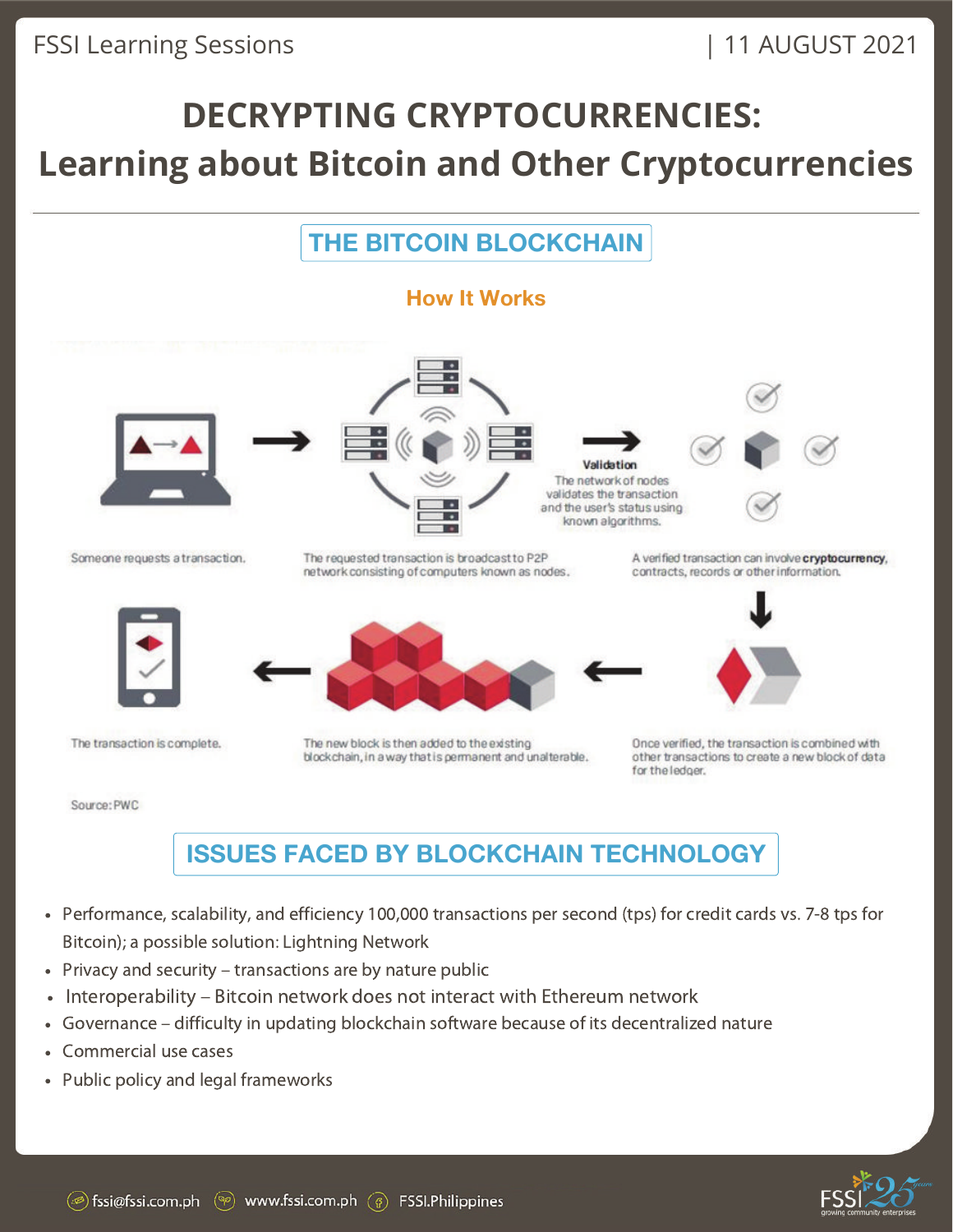FSSI Learning Sessions | 11 AUGUST 2021

# DECRYPTING CRYPTOCURRENCIES: Learning about Bitcoin and Other Cryptocurrencies

## THE BITCOIN BLOCKCHAIN

### How It Works

Someone requests a transaction.

The requested transaction is broadcast to P2P network consisting of computers known as nodes.

**Validation**
The network of nodes validates the transaction and the user's status using known algorithms.

A verified transaction can involve **cryptocurrency**, contracts, records or other information.

Once verified, the transaction is combined with other transactions to create a new block of data for the ledger.

The new block is then added to the existing blockchain, in a way that is permanent and unalterable.

The transaction is complete.

Source: PWC

## ISSUES FACED BY BLOCKCHAIN TECHNOLOGY

- Performance, scalability, and efficiency 100,000 transactions per second (tps) for credit cards vs. 7-8 tps for Bitcoin); a possible solution: Lightning Network
- Privacy and security – transactions are by nature public
- Interoperability – Bitcoin network does not interact with Ethereum network
- Governance – difficulty in updating blockchain software because of its decentralized nature
- Commercial use cases
- Public policy and legal frameworks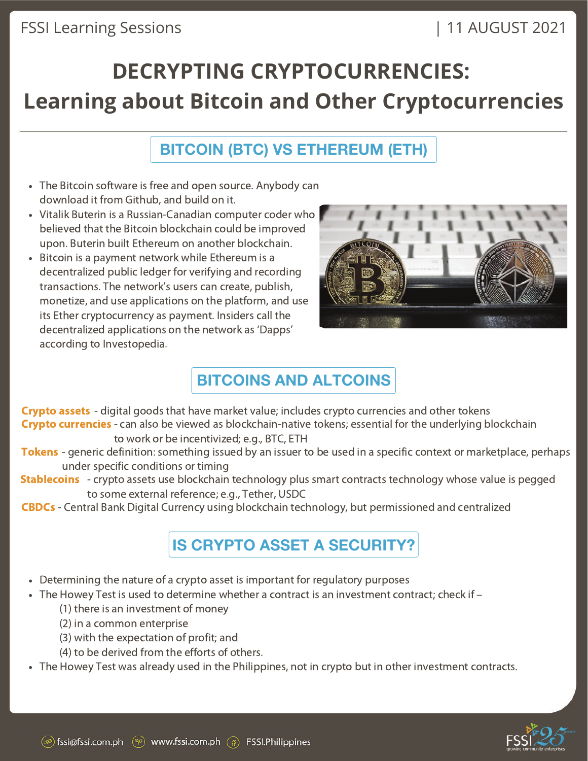# DECRYPTING CRYPTOCURRENCIES:
# Learning about Bitcoin and Other Cryptocurrencies

## BITCOIN (BTC) VS ETHEREUM (ETH)

- The Bitcoin software is free and open source. Anybody can download it from Github, and build on it.
- Vitalik Buterin is a Russian-Canadian computer coder who believed that the Bitcoin blockchain could be improved upon. Buterin built Ethereum on another blockchain.
- Bitcoin is a payment network while Ethereum is a decentralized public ledger for verifying and recording transactions. The network's users can create, publish, monetize, and use applications on the platform, and use its Ether cryptocurrency as payment. Insiders call the decentralized applications on the network as 'Dapps' according to Investopedia.

## BITCOINS AND ALTCOINS

**Crypto assets** - digital goods that have market value; includes crypto currencies and other tokens

**Crypto currencies** - can also be viewed as blockchain-native tokens; essential for the underlying blockchain to work or be incentivized; e.g., BTC, ETH

**Tokens** - generic definition: something issued by an issuer to be used in a specific context or marketplace, perhaps under specific conditions or timing

**Stablecoins** - crypto assets use blockchain technology plus smart contracts technology whose value is pegged to some external reference; e.g., Tether, USDC

**CBDCs** - Central Bank Digital Currency using blockchain technology, but permissioned and centralized

## IS CRYPTO ASSET A SECURITY?

- Determining the nature of a crypto asset is important for regulatory purposes
- The Howey Test is used to determine whether a contract is an investment contract; check if –
  (1) there is an investment of money
  (2) in a common enterprise
  (3) with the expectation of profit; and
  (4) to be derived from the efforts of others.
- The Howey Test was already used in the Philippines, not in crypto but in other investment contracts.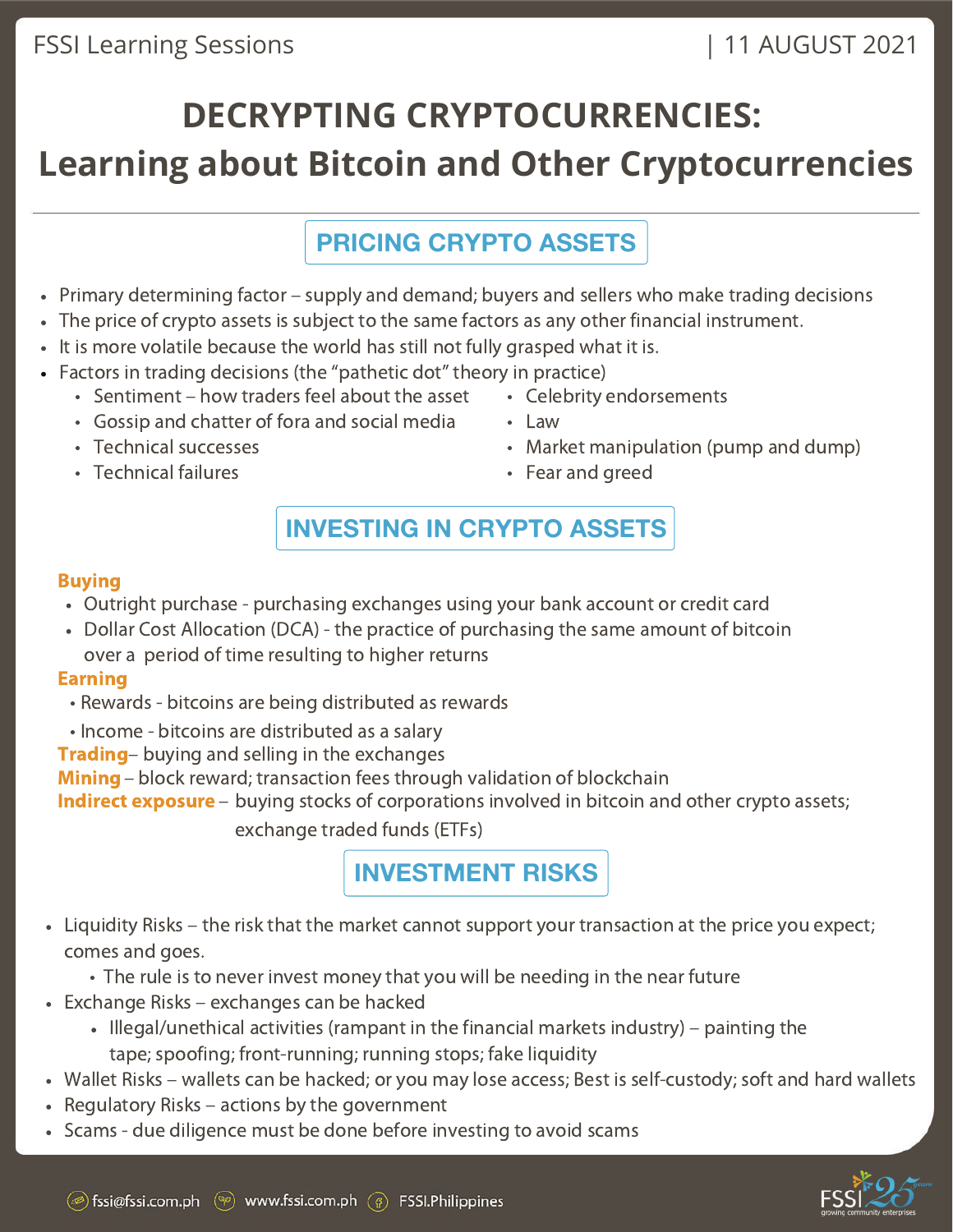# DECRYPTING CRYPTOCURRENCIES: Learning about Bitcoin and Other Cryptocurrencies

## PRICING CRYPTO ASSETS

- Primary determining factor – supply and demand; buyers and sellers who make trading decisions
- The price of crypto assets is subject to the same factors as any other financial instrument.
- It is more volatile because the world has still not fully grasped what it is.
- Factors in trading decisions (the "pathetic dot" theory in practice)
  - Sentiment – how traders feel about the asset
  - Gossip and chatter of fora and social media
  - Technical successes
  - Technical failures
  - Celebrity endorsements
  - Law
  - Market manipulation (pump and dump)
  - Fear and greed

## INVESTING IN CRYPTO ASSETS

**Buying**

- Outright purchase - purchasing exchanges using your bank account or credit card
- Dollar Cost Allocation (DCA) - the practice of purchasing the same amount of bitcoin over a period of time resulting to higher returns

**Earning**

- Rewards - bitcoins are being distributed as rewards
- Income - bitcoins are distributed as a salary

**Trading**– buying and selling in the exchanges

**Mining** – block reward; transaction fees through validation of blockchain

**Indirect exposure** – buying stocks of corporations involved in bitcoin and other crypto assets; exchange traded funds (ETFs)

## INVESTMENT RISKS

- Liquidity Risks – the risk that the market cannot support your transaction at the price you expect; comes and goes.
  - The rule is to never invest money that you will be needing in the near future
- Exchange Risks – exchanges can be hacked
  - Illegal/unethical activities (rampant in the financial markets industry) – painting the tape; spoofing; front-running; running stops; fake liquidity
- Wallet Risks – wallets can be hacked; or you may lose access; Best is self-custody; soft and hard wallets
- Regulatory Risks – actions by the government
- Scams - due diligence must be done before investing to avoid scams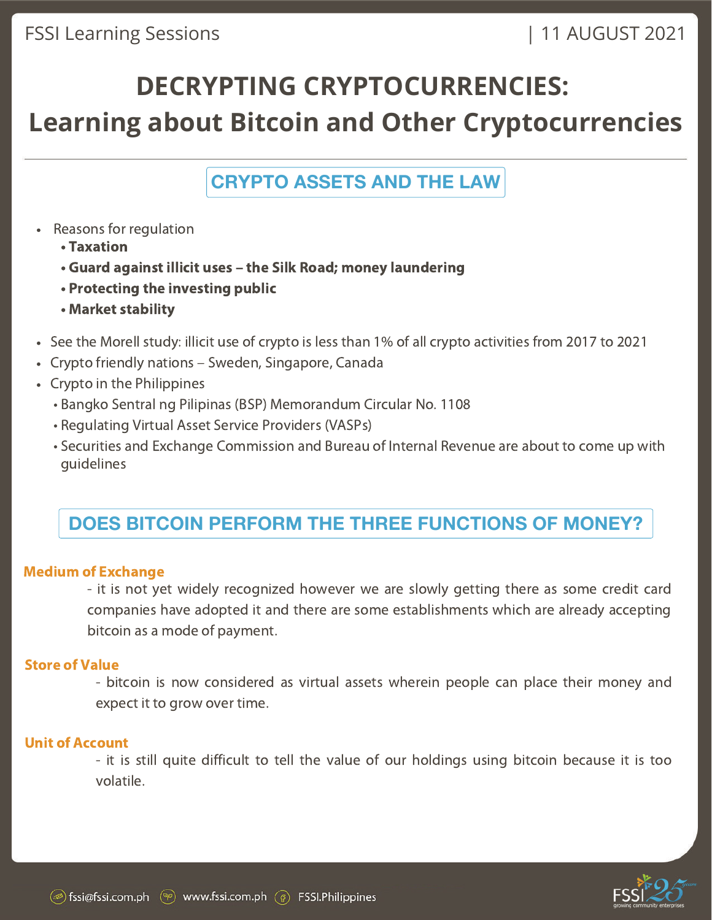# DECRYPTING CRYPTOCURRENCIES: Learning about Bitcoin and Other Cryptocurrencies

## CRYPTO ASSETS AND THE LAW

- Reasons for regulation
  - **Taxation**
  - **Guard against illicit uses – the Silk Road; money laundering**
  - **Protecting the investing public**
  - **Market stability**
- See the Morell study: illicit use of crypto is less than 1% of all crypto activities from 2017 to 2021
- Crypto friendly nations – Sweden, Singapore, Canada
- Crypto in the Philippines
  - Bangko Sentral ng Pilipinas (BSP) Memorandum Circular No. 1108
  - Regulating Virtual Asset Service Providers (VASPs)
  - Securities and Exchange Commission and Bureau of Internal Revenue are about to come up with guidelines

## DOES BITCOIN PERFORM THE THREE FUNCTIONS OF MONEY?

**Medium of Exchange**

- it is not yet widely recognized however we are slowly getting there as some credit card companies have adopted it and there are some establishments which are already accepting bitcoin as a mode of payment.

**Store of Value**

- bitcoin is now considered as virtual assets wherein people can place their money and expect it to grow over time.

**Unit of Account**

- it is still quite difficult to tell the value of our holdings using bitcoin because it is too volatile.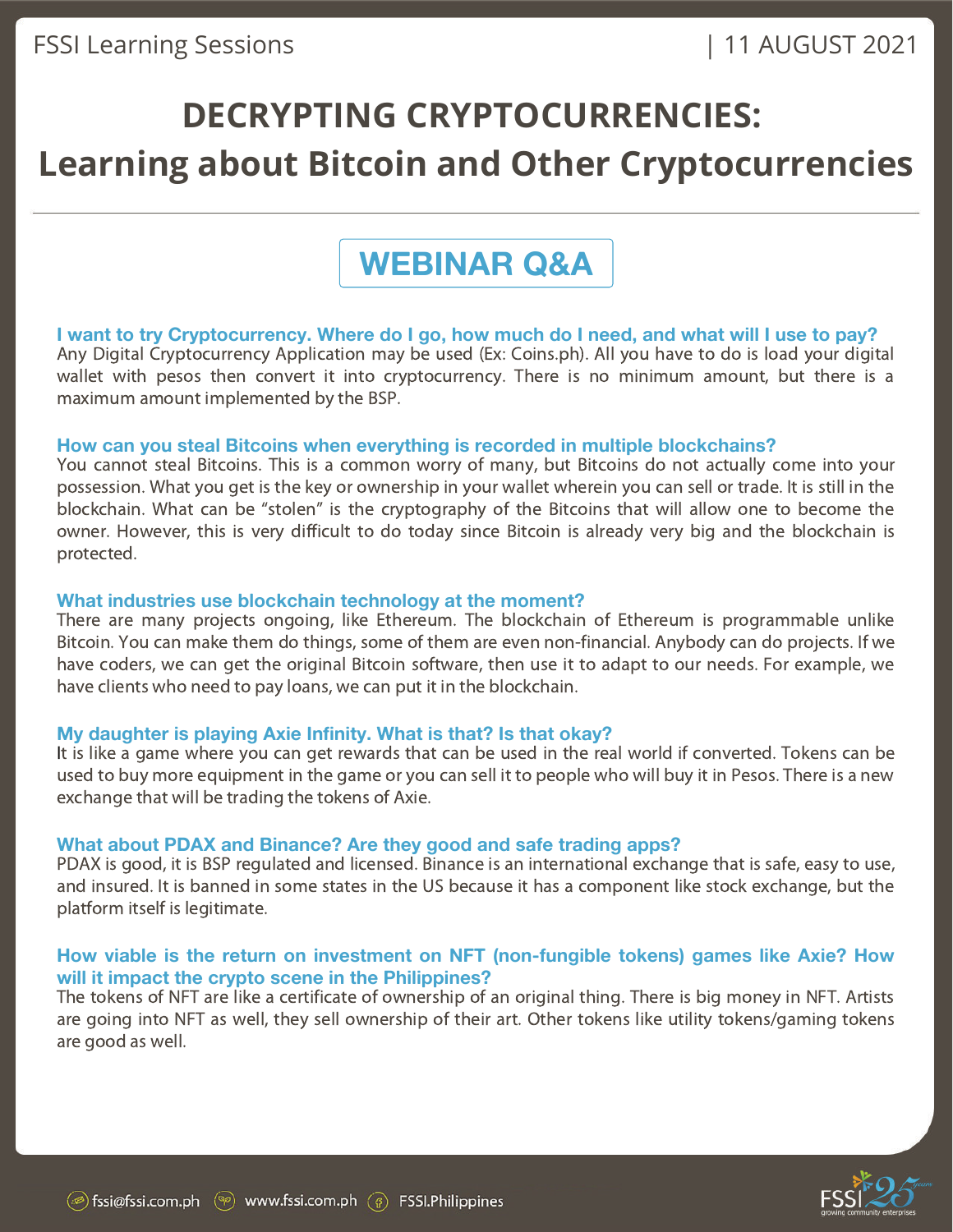# DECRYPTING CRYPTOCURRENCIES: Learning about Bitcoin and Other Cryptocurrencies

## WEBINAR Q&A

### I want to try Cryptocurrency. Where do I go, how much do I need, and what will I use to pay?

Any Digital Cryptocurrency Application may be used (Ex: Coins.ph). All you have to do is load your digital wallet with pesos then convert it into cryptocurrency. There is no minimum amount, but there is a maximum amount implemented by the BSP.

### How can you steal Bitcoins when everything is recorded in multiple blockchains?

You cannot steal Bitcoins. This is a common worry of many, but Bitcoins do not actually come into your possession. What you get is the key or ownership in your wallet wherein you can sell or trade. It is still in the blockchain. What can be "stolen" is the cryptography of the Bitcoins that will allow one to become the owner. However, this is very difficult to do today since Bitcoin is already very big and the blockchain is protected.

### What industries use blockchain technology at the moment?

There are many projects ongoing, like Ethereum. The blockchain of Ethereum is programmable unlike Bitcoin. You can make them do things, some of them are even non-financial. Anybody can do projects. If we have coders, we can get the original Bitcoin software, then use it to adapt to our needs. For example, we have clients who need to pay loans, we can put it in the blockchain.

### My daughter is playing Axie Infinity. What is that? Is that okay?

It is like a game where you can get rewards that can be used in the real world if converted. Tokens can be used to buy more equipment in the game or you can sell it to people who will buy it in Pesos. There is a new exchange that will be trading the tokens of Axie.

### What about PDAX and Binance? Are they good and safe trading apps?

PDAX is good, it is BSP regulated and licensed. Binance is an international exchange that is safe, easy to use, and insured. It is banned in some states in the US because it has a component like stock exchange, but the platform itself is legitimate.

### How viable is the return on investment on NFT (non-fungible tokens) games like Axie? How will it impact the crypto scene in the Philippines?

The tokens of NFT are like a certificate of ownership of an original thing. There is big money in NFT. Artists are going into NFT as well, they sell ownership of their art. Other tokens like utility tokens/gaming tokens are good as well.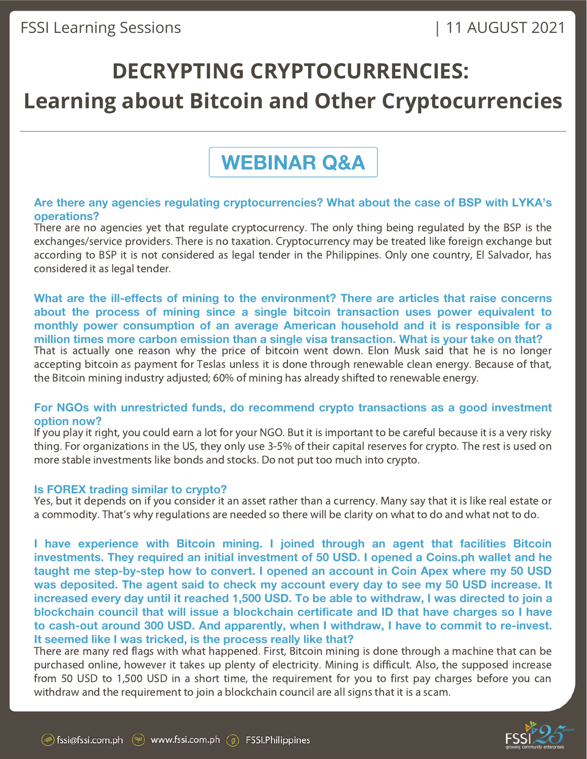# DECRYPTING CRYPTOCURRENCIES: Learning about Bitcoin and Other Cryptocurrencies

## WEBINAR Q&A

**Are there any agencies regulating cryptocurrencies? What about the case of BSP with LYKA's operations?**

There are no agencies yet that regulate cryptocurrency. The only thing being regulated by the BSP is the exchanges/service providers. There is no taxation. Cryptocurrency may be treated like foreign exchange but according to BSP it is not considered as legal tender in the Philippines. Only one country, El Salvador, has considered it as legal tender.

**What are the ill-effects of mining to the environment? There are articles that raise concerns about the process of mining since a single bitcoin transaction uses power equivalent to monthly power consumption of an average American household and it is responsible for a million times more carbon emission than a single visa transaction. What is your take on that?**

That is actually one reason why the price of bitcoin went down. Elon Musk said that he is no longer accepting bitcoin as payment for Teslas unless it is done through renewable clean energy. Because of that, the Bitcoin mining industry adjusted; 60% of mining has already shifted to renewable energy.

**For NGOs with unrestricted funds, do recommend crypto transactions as a good investment option now?**

If you play it right, you could earn a lot for your NGO. But it is important to be careful because it is a very risky thing. For organizations in the US, they only use 3-5% of their capital reserves for crypto. The rest is used on more stable investments like bonds and stocks. Do not put too much into crypto.

**Is FOREX trading similar to crypto?**

Yes, but it depends on if you consider it an asset rather than a currency. Many say that it is like real estate or a commodity. That's why regulations are needed so there will be clarity on what to do and what not to do.

**I have experience with Bitcoin mining. I joined through an agent that facilities Bitcoin investments. They required an initial investment of 50 USD. I opened a Coins.ph wallet and he taught me step-by-step how to convert. I opened an account in Coin Apex where my 50 USD was deposited. The agent said to check my account every day to see my 50 USD increase. It increased every day until it reached 1,500 USD. To be able to withdraw, I was directed to join a blockchain council that will issue a blockchain certificate and ID that have charges so I have to cash-out around 300 USD. And apparently, when I withdraw, I have to commit to re-invest. It seemed like I was tricked, is the process really like that?**

There are many red flags with what happened. First, Bitcoin mining is done through a machine that can be purchased online, however it takes up plenty of electricity. Mining is difficult. Also, the supposed increase from 50 USD to 1,500 USD in a short time, the requirement for you to first pay charges before you can withdraw and the requirement to join a blockchain council are all signs that it is a scam.